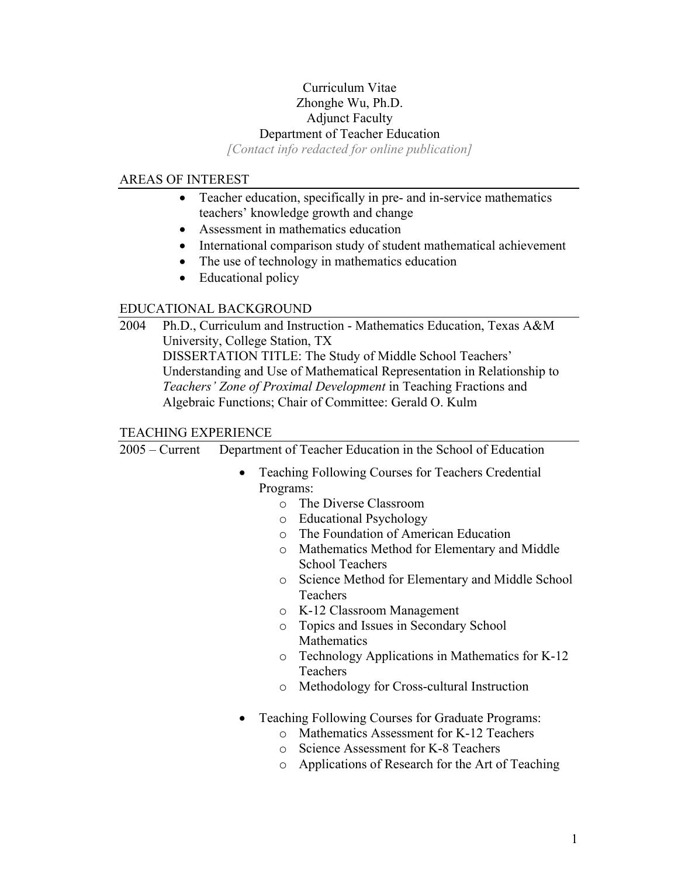# Curriculum Vitae

Zonghe Wu, Ph.D.

Adjunct Faculty

Department of Teacher Education

*[Contact info redacted for online publication]*

## AREAS OF INTEREST

- Teacher education, specifically in pre- and in-service mathematics teachers' knowledge growth and change
- Assessment in mathematics education
- International comparison study of student mathematical achievement
- The use of technology in mathematics education
- Educational policy

## EDUCATIONAL BACKGROUND

2004 Ph.D., Curriculum and Instruction - Mathematics Education, Texas A&M University, College Station, TX

DISSERTATION TITLE: The Study of Middle School Teachers' Understanding and Use of Mathematical Representation in Relationship to *Teachers' Zone of Proximal Development* in Teaching Fractions and Algebraic Functions; Chair of Committee: Gerald O. Kulm

## TEACHING EXPERIENCE

2005 – Current Department of Teacher Education in the School of Education

- Teaching Following Courses for Teachers Credential Programs:
  - The Diverse Classroom
  - Educational Psychology
  - The Foundation of American Education
  - Mathematics Method for Elementary and Middle School Teachers
  - Science Method for Elementary and Middle School Teachers
  - K-12 Classroom Management
  - Topics and Issues in Secondary School Mathematics
  - Technology Applications in Mathematics for K-12 Teachers
  - Methodology for Cross-cultural Instruction

- Teaching Following Courses for Graduate Programs:
  - Mathematics Assessment for K-12 Teachers
  - Science Assessment for K-8 Teachers
  - Applications of Research for the Art of Teaching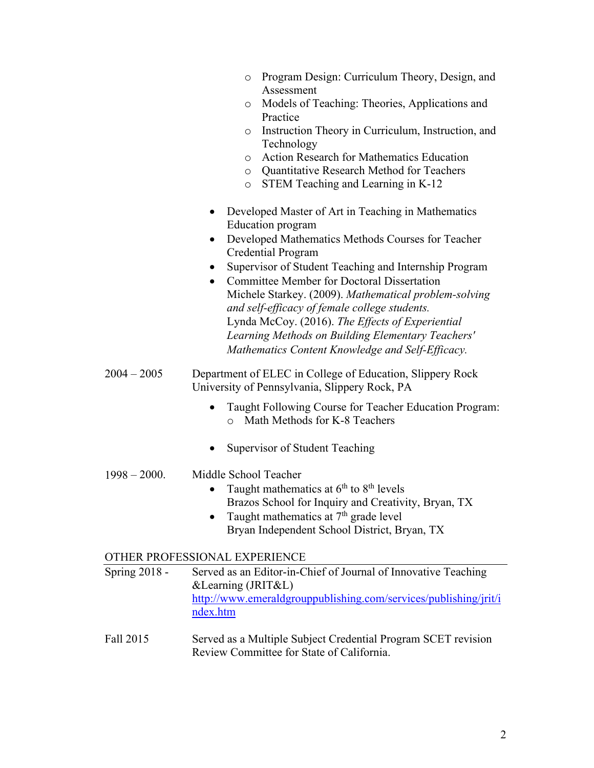- Program Design: Curriculum Theory, Design, and Assessment
  - Models of Teaching: Theories, Applications and Practice
  - Instruction Theory in Curriculum, Instruction, and Technology
  - Action Research for Mathematics Education
  - Quantitative Research Method for Teachers
  - STEM Teaching and Learning in K-12

- Developed Master of Art in Teaching in Mathematics Education program
- Developed Mathematics Methods Courses for Teacher Credential Program
- Supervisor of Student Teaching and Internship Program
- Committee Member for Doctoral Dissertation
  Michele Starkey. (2009). *Mathematical problem-solving and self-efficacy of female college students.*
  Lynda McCoy. (2016). *The Effects of Experiential Learning Methods on Building Elementary Teachers' Mathematics Content Knowledge and Self-Efficacy.*

2004 – 2005 Department of ELEC in College of Education, Slippery Rock University of Pennsylvania, Slippery Rock, PA

- Taught Following Course for Teacher Education Program:
  - Math Methods for K-8 Teachers

- Supervisor of Student Teaching

1998 – 2000. Middle School Teacher

- Taught mathematics at 6th to 8th levels
  Brazos School for Inquiry and Creativity, Bryan, TX
- Taught mathematics at 7th grade level
  Bryan Independent School District, Bryan, TX

## OTHER PROFESSIONAL EXPERIENCE

Spring 2018 - Served as an Editor-in-Chief of Journal of Innovative Teaching &Learning (JRIT&L)
http://www.emeraldgrouppublishing.com/services/publishing/jrit/index.htm

Fall 2015 Served as a Multiple Subject Credential Program SCET revision Review Committee for State of California.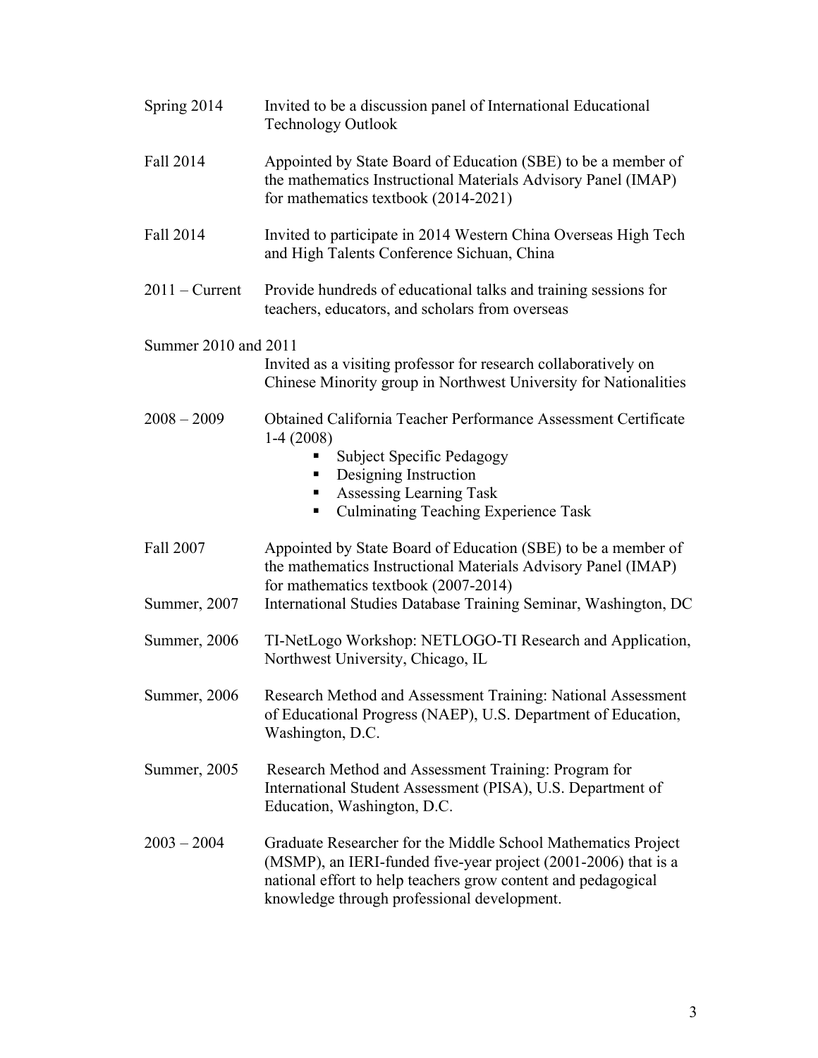| | |
|---|---|
| Spring 2014 | Invited to be a discussion panel of International Educational Technology Outlook |
| Fall 2014 | Appointed by State Board of Education (SBE) to be a member of the mathematics Instructional Materials Advisory Panel (IMAP) for mathematics textbook (2014-2021) |
| Fall 2014 | Invited to participate in 2014 Western China Overseas High Tech and High Talents Conference Sichuan, China |
| 2011 – Current | Provide hundreds of educational talks and training sessions for teachers, educators, and scholars from overseas |
| Summer 2010 and 2011 | Invited as a visiting professor for research collaboratively on Chinese Minority group in Northwest University for Nationalities |
| 2008 – 2009 | Obtained California Teacher Performance Assessment Certificate 1-4 (2008)<br>▪ Subject Specific Pedagogy<br>▪ Designing Instruction<br>▪ Assessing Learning Task<br>▪ Culminating Teaching Experience Task |
| Fall 2007 | Appointed by State Board of Education (SBE) to be a member of the mathematics Instructional Materials Advisory Panel (IMAP) for mathematics textbook (2007-2014) |
| Summer, 2007 | International Studies Database Training Seminar, Washington, DC |
| Summer, 2006 | TI-NetLogo Workshop: NETLOGO-TI Research and Application, Northwest University, Chicago, IL |
| Summer, 2006 | Research Method and Assessment Training: National Assessment of Educational Progress (NAEP), U.S. Department of Education, Washington, D.C. |
| Summer, 2005 | Research Method and Assessment Training: Program for International Student Assessment (PISA), U.S. Department of Education, Washington, D.C. |
| 2003 – 2004 | Graduate Researcher for the Middle School Mathematics Project (MSMP), an IERI-funded five-year project (2001-2006) that is a national effort to help teachers grow content and pedagogical knowledge through professional development. |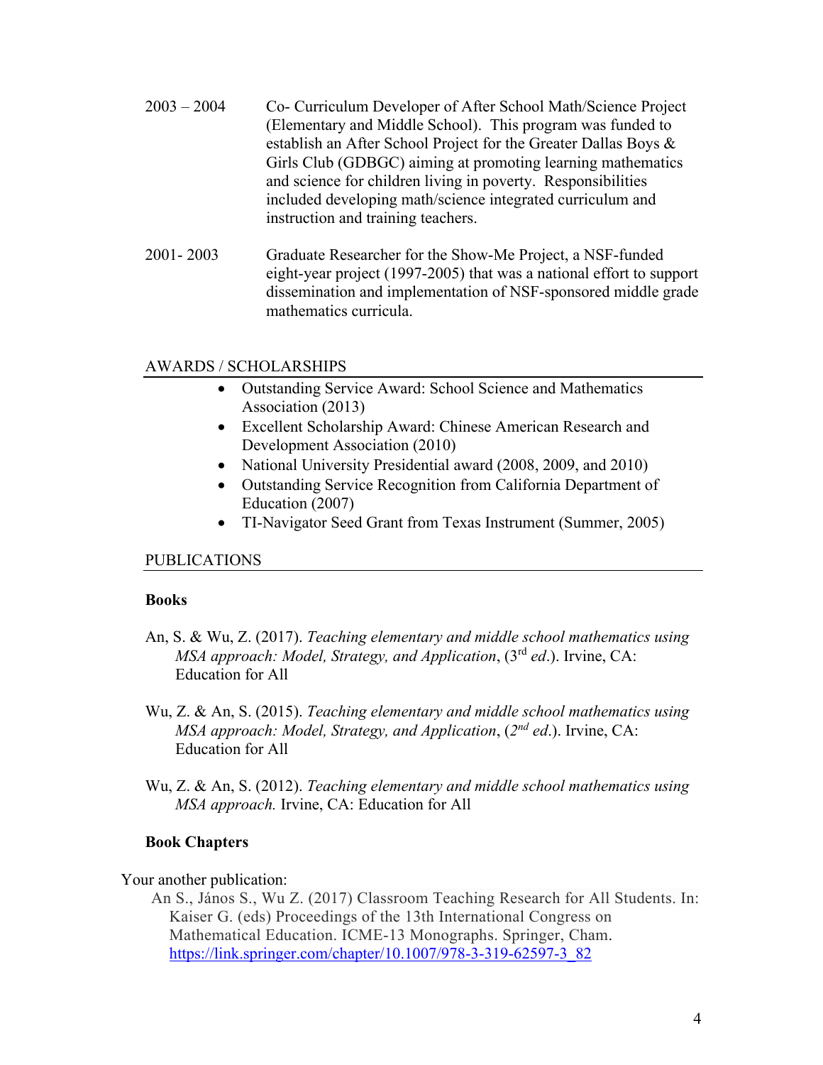2003 – 2004 Co- Curriculum Developer of After School Math/Science Project (Elementary and Middle School). This program was funded to establish an After School Project for the Greater Dallas Boys & Girls Club (GDBGC) aiming at promoting learning mathematics and science for children living in poverty. Responsibilities included developing math/science integrated curriculum and instruction and training teachers.

2001- 2003 Graduate Researcher for the Show-Me Project, a NSF-funded eight-year project (1997-2005) that was a national effort to support dissemination and implementation of NSF-sponsored middle grade mathematics curricula.

## AWARDS / SCHOLARSHIPS

- Outstanding Service Award: School Science and Mathematics Association (2013)
- Excellent Scholarship Award: Chinese American Research and Development Association (2010)
- National University Presidential award (2008, 2009, and 2010)
- Outstanding Service Recognition from California Department of Education (2007)
- TI-Navigator Seed Grant from Texas Instrument (Summer, 2005)

## PUBLICATIONS

### Books

An, S. & Wu, Z. (2017). *Teaching elementary and middle school mathematics using MSA approach: Model, Strategy, and Application*, (3rd *ed*.). Irvine, CA: Education for All

Wu, Z. & An, S. (2015). *Teaching elementary and middle school mathematics using MSA approach: Model, Strategy, and Application*, (*2nd ed*.). Irvine, CA: Education for All

Wu, Z. & An, S. (2012). *Teaching elementary and middle school mathematics using MSA approach.* Irvine, CA: Education for All

### Book Chapters

Your another publication:

An S., János S., Wu Z. (2017) Classroom Teaching Research for All Students. In: Kaiser G. (eds) Proceedings of the 13th International Congress on Mathematical Education. ICME-13 Monographs. Springer, Cham. https://link.springer.com/chapter/10.1007/978-3-319-62597-3_82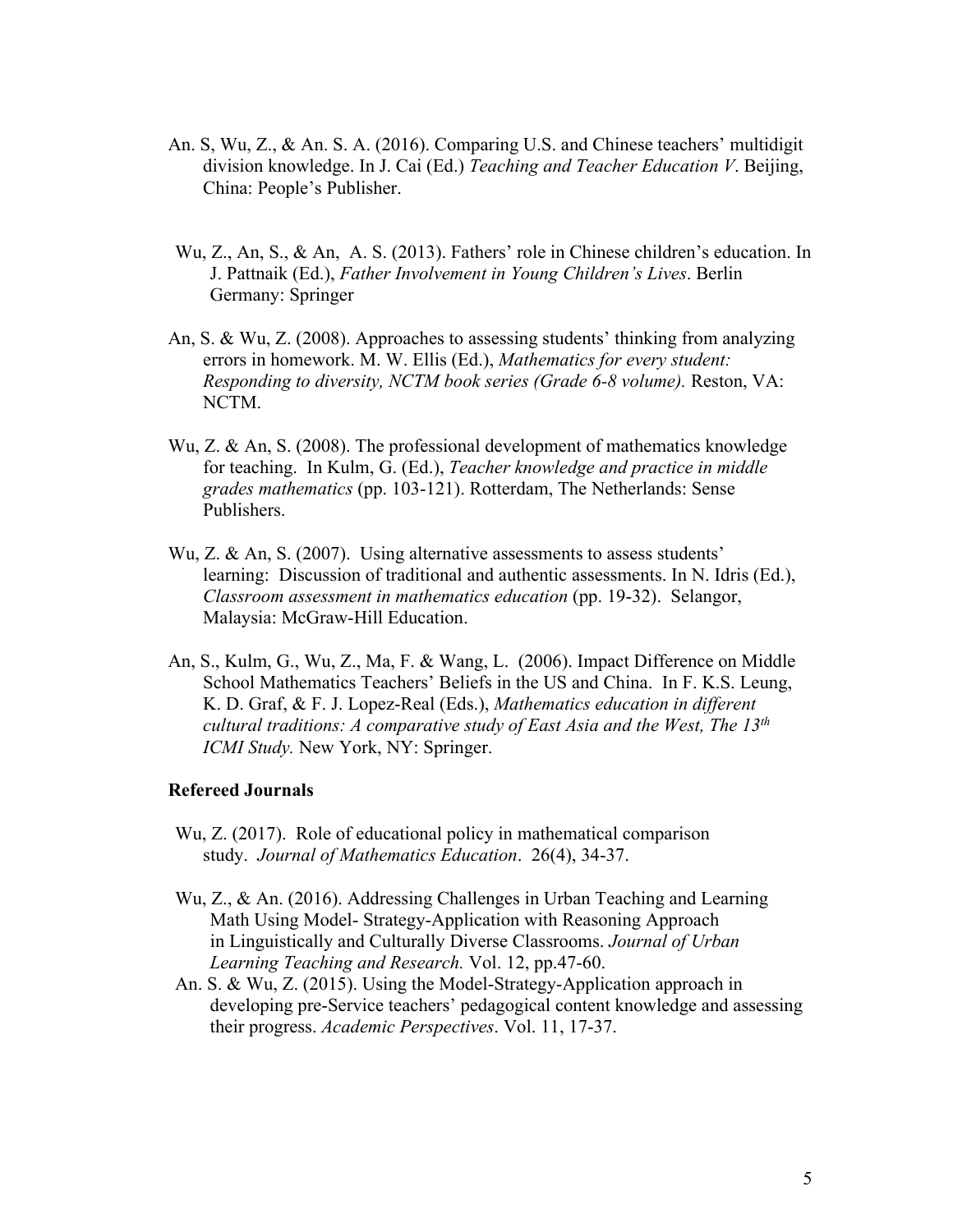An. S, Wu, Z., & An. S. A. (2016). Comparing U.S. and Chinese teachers' multidigit division knowledge. In J. Cai (Ed.) *Teaching and Teacher Education V*. Beijing, China: People's Publisher.

Wu, Z., An, S., & An, A. S. (2013). Fathers' role in Chinese children's education. In J. Pattnaik (Ed.), *Father Involvement in Young Children's Lives*. Berlin Germany: Springer

An, S. & Wu, Z. (2008). Approaches to assessing students' thinking from analyzing errors in homework. M. W. Ellis (Ed.), *Mathematics for every student: Responding to diversity, NCTM book series (Grade 6-8 volume).* Reston, VA: NCTM.

Wu, Z. & An, S. (2008). The professional development of mathematics knowledge for teaching. In Kulm, G. (Ed.), *Teacher knowledge and practice in middle grades mathematics* (pp. 103-121). Rotterdam, The Netherlands: Sense Publishers.

Wu, Z. & An, S. (2007). Using alternative assessments to assess students' learning: Discussion of traditional and authentic assessments. In N. Idris (Ed.), *Classroom assessment in mathematics education* (pp. 19-32). Selangor, Malaysia: McGraw-Hill Education.

An, S., Kulm, G., Wu, Z., Ma, F. & Wang, L. (2006). Impact Difference on Middle School Mathematics Teachers' Beliefs in the US and China. In F. K.S. Leung, K. D. Graf, & F. J. Lopez-Real (Eds.), *Mathematics education in different cultural traditions: A comparative study of East Asia and the West, The 13th ICMI Study.* New York, NY: Springer.

**Refereed Journals**

Wu, Z. (2017). Role of educational policy in mathematical comparison study. *Journal of Mathematics Education*. 26(4), 34-37.

Wu, Z., & An. (2016). Addressing Challenges in Urban Teaching and Learning Math Using Model- Strategy-Application with Reasoning Approach in Linguistically and Culturally Diverse Classrooms. *Journal of Urban Learning Teaching and Research.* Vol. 12, pp.47-60.

An. S. & Wu, Z. (2015). Using the Model-Strategy-Application approach in developing pre-Service teachers' pedagogical content knowledge and assessing their progress. *Academic Perspectives*. Vol. 11, 17-37.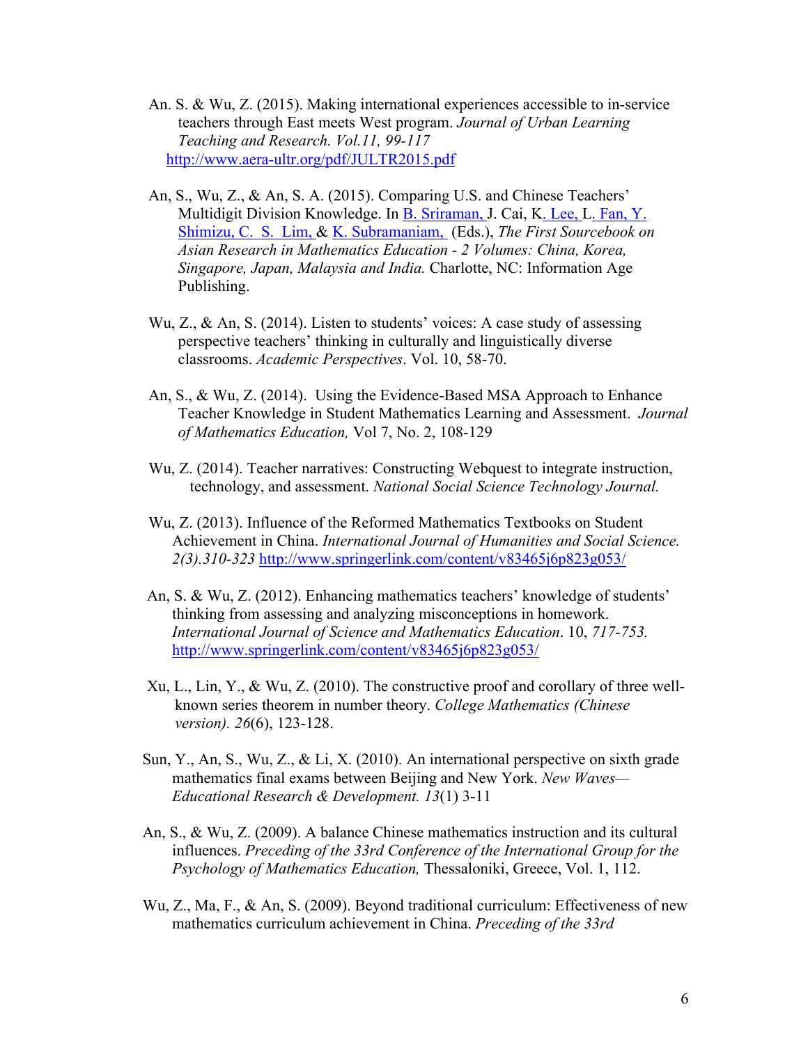An. S. & Wu, Z. (2015). Making international experiences accessible to in-service teachers through East meets West program. *Journal of Urban Learning Teaching and Research. Vol.11, 99-117* http://www.aera-ultr.org/pdf/JULTR2015.pdf

An, S., Wu, Z., & An, S. A. (2015). Comparing U.S. and Chinese Teachers' Multidigit Division Knowledge. In B. Sriraman, J. Cai, K. Lee, L. Fan, Y. Shimizu, C. S. Lim, & K. Subramaniam, (Eds.), *The First Sourcebook on Asian Research in Mathematics Education - 2 Volumes: China, Korea, Singapore, Japan, Malaysia and India.* Charlotte, NC: Information Age Publishing.

Wu, Z., & An, S. (2014). Listen to students' voices: A case study of assessing perspective teachers' thinking in culturally and linguistically diverse classrooms. *Academic Perspectives*. Vol. 10, 58-70.

An, S., & Wu, Z. (2014). Using the Evidence-Based MSA Approach to Enhance Teacher Knowledge in Student Mathematics Learning and Assessment. *Journal of Mathematics Education,* Vol 7, No. 2, 108-129

Wu, Z. (2014). Teacher narratives: Constructing Webquest to integrate instruction, technology, and assessment. *National Social Science Technology Journal.*

Wu, Z. (2013). Influence of the Reformed Mathematics Textbooks on Student Achievement in China. *International Journal of Humanities and Social Science. 2(3).310-323* http://www.springerlink.com/content/v83465j6p823g053/

An, S. & Wu, Z. (2012). Enhancing mathematics teachers' knowledge of students' thinking from assessing and analyzing misconceptions in homework. *International Journal of Science and Mathematics Education*. 10, *717-753.* http://www.springerlink.com/content/v83465j6p823g053/

Xu, L., Lin, Y., & Wu, Z. (2010). The constructive proof and corollary of three well-known series theorem in number theory. *College Mathematics (Chinese version). 26*(6), 123-128.

Sun, Y., An, S., Wu, Z., & Li, X. (2010). An international perspective on sixth grade mathematics final exams between Beijing and New York. *New Waves—Educational Research & Development. 13*(1) 3-11

An, S., & Wu, Z. (2009). A balance Chinese mathematics instruction and its cultural influences. *Preceding of the 33rd Conference of the International Group for the Psychology of Mathematics Education,* Thessaloniki, Greece, Vol. 1, 112.

Wu, Z., Ma, F., & An, S. (2009). Beyond traditional curriculum: Effectiveness of new mathematics curriculum achievement in China. *Preceding of the 33rd*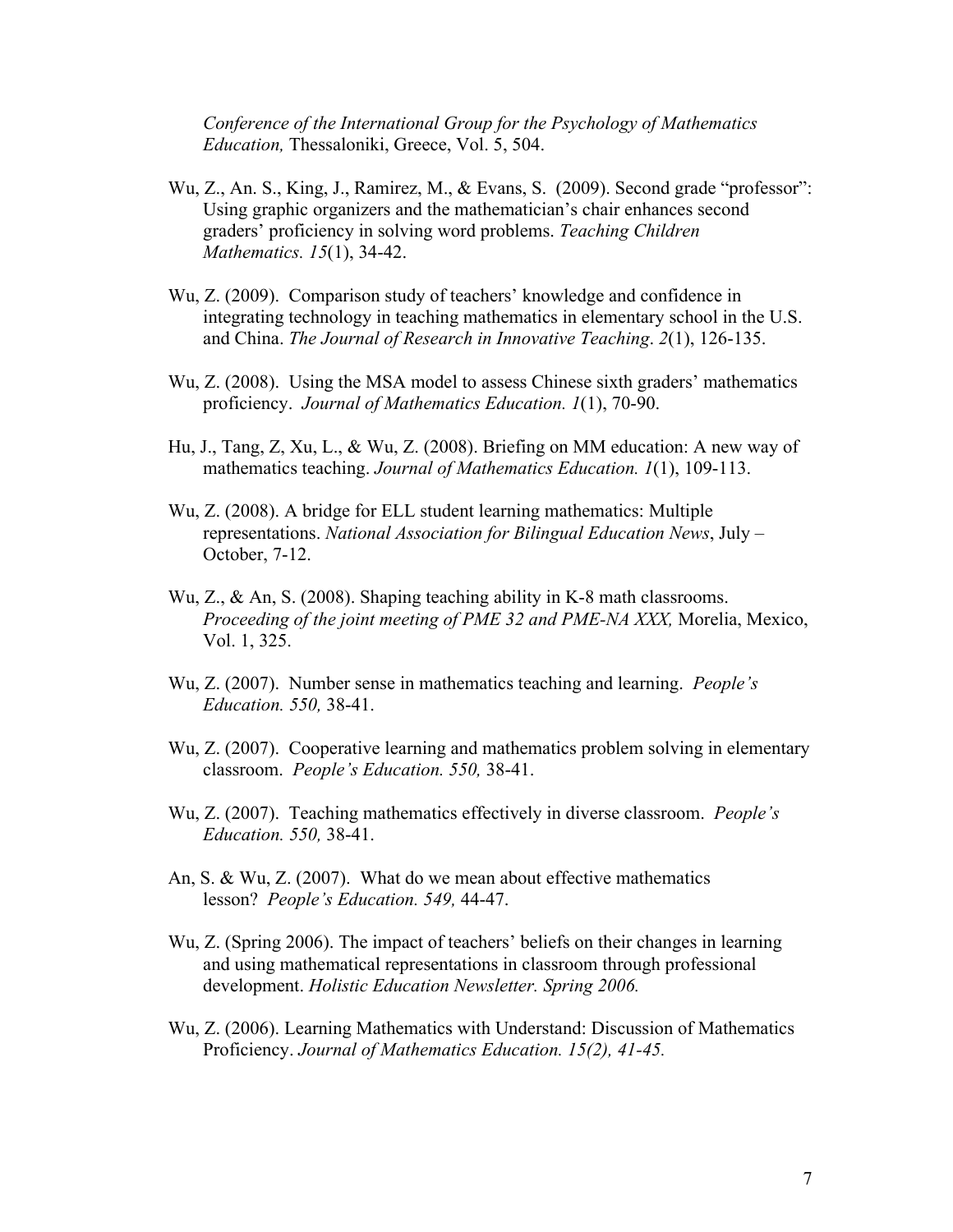*Conference of the International Group for the Psychology of Mathematics Education,* Thessaloniki, Greece, Vol. 5, 504.

Wu, Z., An. S., King, J., Ramirez, M., & Evans, S. (2009). Second grade "professor": Using graphic organizers and the mathematician's chair enhances second graders' proficiency in solving word problems. *Teaching Children Mathematics. 15*(1), 34-42.

Wu, Z. (2009). Comparison study of teachers' knowledge and confidence in integrating technology in teaching mathematics in elementary school in the U.S. and China. *The Journal of Research in Innovative Teaching*. *2*(1), 126-135.

Wu, Z. (2008). Using the MSA model to assess Chinese sixth graders' mathematics proficiency. *Journal of Mathematics Education. 1*(1), 70-90.

Hu, J., Tang, Z, Xu, L., & Wu, Z. (2008). Briefing on MM education: A new way of mathematics teaching. *Journal of Mathematics Education. 1*(1), 109-113.

Wu, Z. (2008). A bridge for ELL student learning mathematics: Multiple representations. *National Association for Bilingual Education News*, July – October, 7-12.

Wu, Z., & An, S. (2008). Shaping teaching ability in K-8 math classrooms. *Proceeding of the joint meeting of PME 32 and PME-NA XXX,* Morelia, Mexico, Vol. 1, 325.

Wu, Z. (2007). Number sense in mathematics teaching and learning. *People's Education. 550,* 38-41.

Wu, Z. (2007). Cooperative learning and mathematics problem solving in elementary classroom. *People's Education. 550,* 38-41.

Wu, Z. (2007). Teaching mathematics effectively in diverse classroom. *People's Education. 550,* 38-41.

An, S. & Wu, Z. (2007). What do we mean about effective mathematics lesson? *People's Education. 549,* 44-47.

Wu, Z. (Spring 2006). The impact of teachers' beliefs on their changes in learning and using mathematical representations in classroom through professional development. *Holistic Education Newsletter. Spring 2006.*

Wu, Z. (2006). Learning Mathematics with Understand: Discussion of Mathematics Proficiency. *Journal of Mathematics Education. 15(2), 41-45.*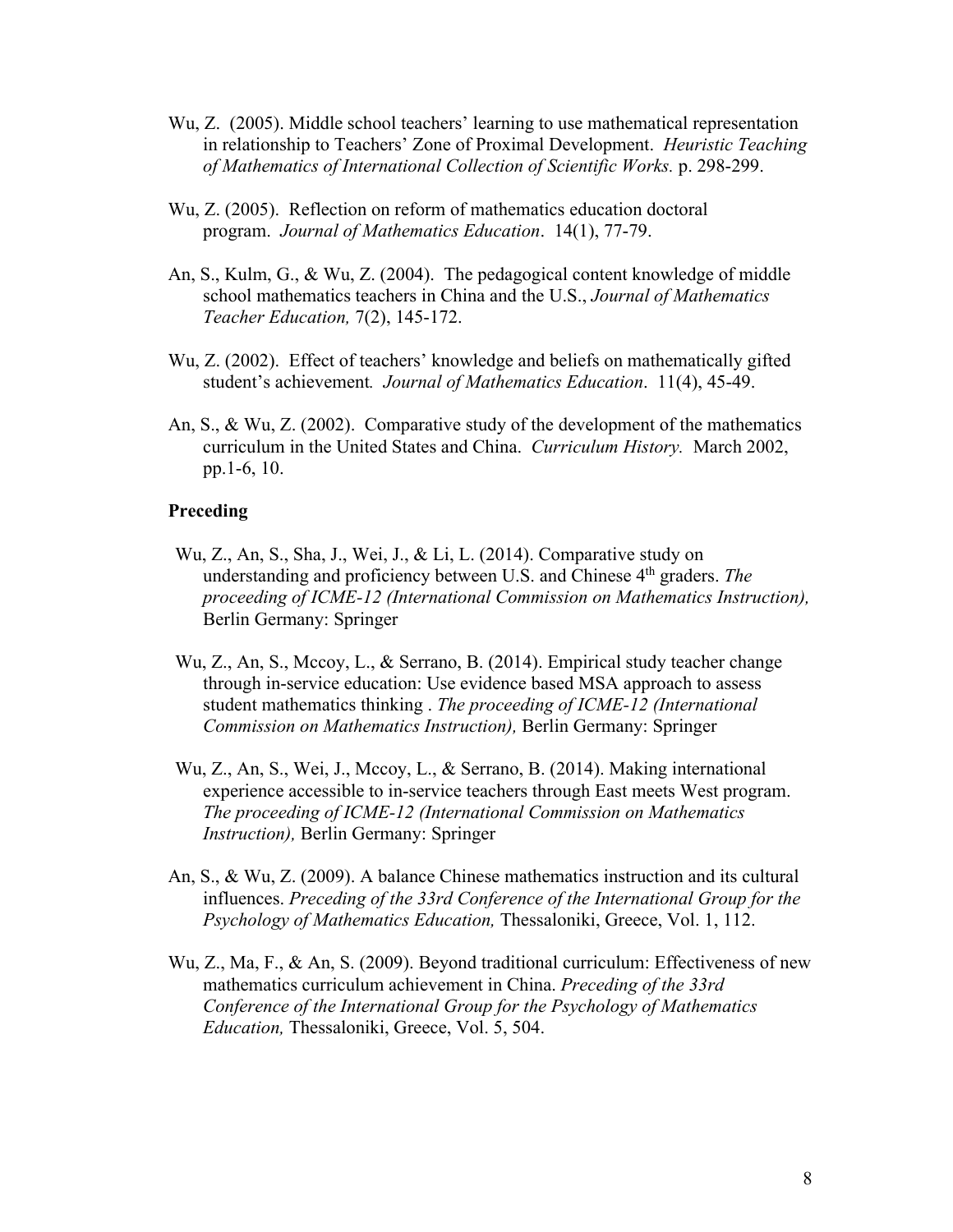Wu, Z. (2005). Middle school teachers' learning to use mathematical representation in relationship to Teachers' Zone of Proximal Development. *Heuristic Teaching of Mathematics of International Collection of Scientific Works.* p. 298-299.

Wu, Z. (2005). Reflection on reform of mathematics education doctoral program. *Journal of Mathematics Education*. 14(1), 77-79.

An, S., Kulm, G., & Wu, Z. (2004). The pedagogical content knowledge of middle school mathematics teachers in China and the U.S., *Journal of Mathematics Teacher Education,* 7(2), 145-172.

Wu, Z. (2002). Effect of teachers' knowledge and beliefs on mathematically gifted student's achievement*. Journal of Mathematics Education*. 11(4), 45-49.

An, S., & Wu, Z. (2002). Comparative study of the development of the mathematics curriculum in the United States and China. *Curriculum History.* March 2002, pp.1-6, 10.

**Preceding**

Wu, Z., An, S., Sha, J., Wei, J., & Li, L. (2014). Comparative study on understanding and proficiency between U.S. and Chinese 4th graders. *The proceeding of ICME-12 (International Commission on Mathematics Instruction),* Berlin Germany: Springer

Wu, Z., An, S., Mccoy, L., & Serrano, B. (2014). Empirical study teacher change through in-service education: Use evidence based MSA approach to assess student mathematics thinking . *The proceeding of ICME-12 (International Commission on Mathematics Instruction),* Berlin Germany: Springer

Wu, Z., An, S., Wei, J., Mccoy, L., & Serrano, B. (2014). Making international experience accessible to in-service teachers through East meets West program. *The proceeding of ICME-12 (International Commission on Mathematics Instruction),* Berlin Germany: Springer

An, S., & Wu, Z. (2009). A balance Chinese mathematics instruction and its cultural influences. *Preceding of the 33rd Conference of the International Group for the Psychology of Mathematics Education,* Thessaloniki, Greece, Vol. 1, 112.

Wu, Z., Ma, F., & An, S. (2009). Beyond traditional curriculum: Effectiveness of new mathematics curriculum achievement in China. *Preceding of the 33rd Conference of the International Group for the Psychology of Mathematics Education,* Thessaloniki, Greece, Vol. 5, 504.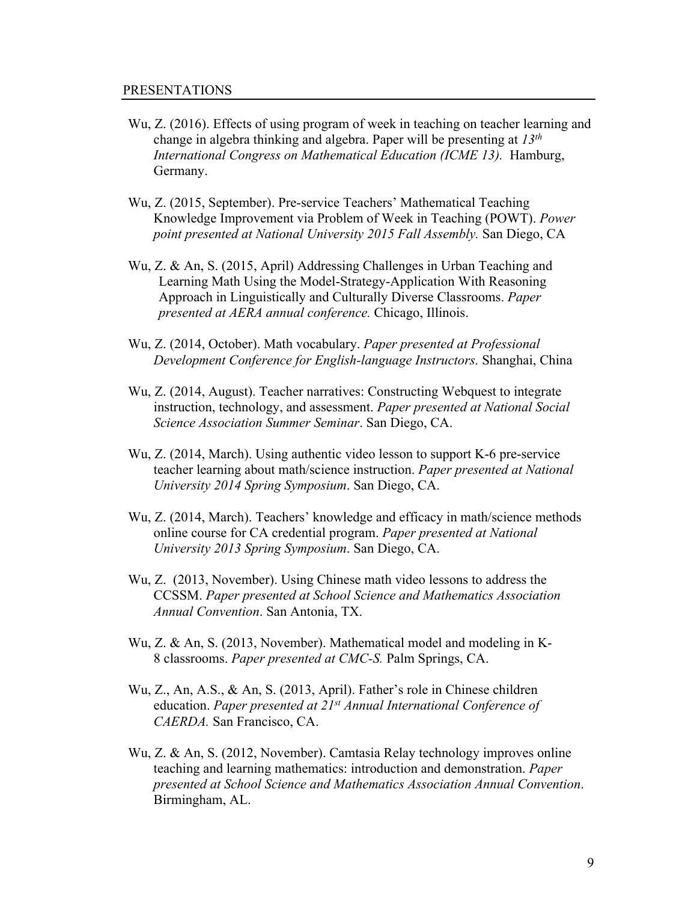## PRESENTATIONS

Wu, Z. (2016). Effects of using program of week in teaching on teacher learning and change in algebra thinking and algebra. Paper will be presenting at *13th International Congress on Mathematical Education (ICME 13).* Hamburg, Germany.

Wu, Z. (2015, September). Pre-service Teachers' Mathematical Teaching Knowledge Improvement via Problem of Week in Teaching (POWT). *Power point presented at National University 2015 Fall Assembly.* San Diego, CA

Wu, Z. & An, S. (2015, April) Addressing Challenges in Urban Teaching and Learning Math Using the Model-Strategy-Application With Reasoning Approach in Linguistically and Culturally Diverse Classrooms. *Paper presented at AERA annual conference.* Chicago, Illinois.

Wu, Z. (2014, October). Math vocabulary. *Paper presented at Professional Development Conference for English-language Instructors.* Shanghai, China

Wu, Z. (2014, August). Teacher narratives: Constructing Webquest to integrate instruction, technology, and assessment. *Paper presented at National Social Science Association Summer Seminar*. San Diego, CA.

Wu, Z. (2014, March). Using authentic video lesson to support K-6 pre-service teacher learning about math/science instruction. *Paper presented at National University 2014 Spring Symposium*. San Diego, CA.

Wu, Z. (2014, March). Teachers' knowledge and efficacy in math/science methods online course for CA credential program. *Paper presented at National University 2013 Spring Symposium*. San Diego, CA.

Wu, Z. (2013, November). Using Chinese math video lessons to address the CCSSM. *Paper presented at School Science and Mathematics Association Annual Convention*. San Antonia, TX.

Wu, Z. & An, S. (2013, November). Mathematical model and modeling in K-8 classrooms. *Paper presented at CMC-S.* Palm Springs, CA.

Wu, Z., An, A.S., & An, S. (2013, April). Father's role in Chinese children education. *Paper presented at 21st Annual International Conference of CAERDA.* San Francisco, CA.

Wu, Z. & An, S. (2012, November). Camtasia Relay technology improves online teaching and learning mathematics: introduction and demonstration. *Paper presented at School Science and Mathematics Association Annual Convention*. Birmingham, AL.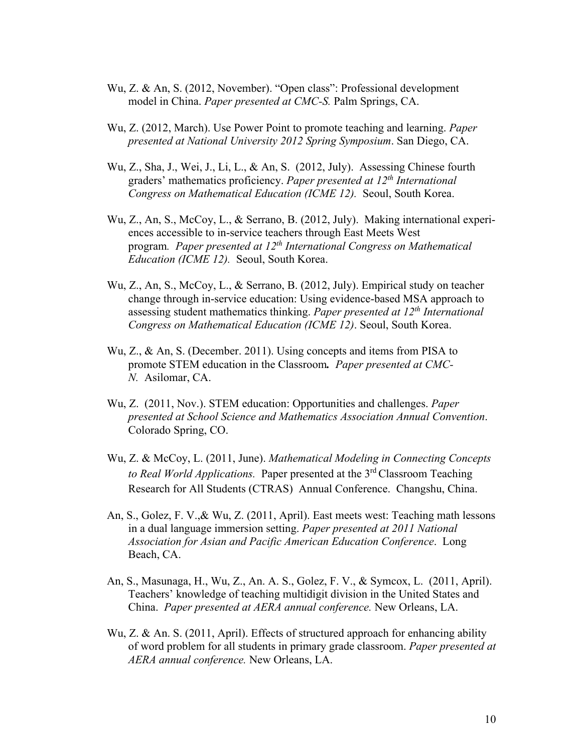Wu, Z. & An, S. (2012, November). "Open class": Professional development model in China. *Paper presented at CMC-S.* Palm Springs, CA.

Wu, Z. (2012, March). Use Power Point to promote teaching and learning. *Paper presented at National University 2012 Spring Symposium*. San Diego, CA.

Wu, Z., Sha, J., Wei, J., Li, L., & An, S. (2012, July). Assessing Chinese fourth graders' mathematics proficiency. *Paper presented at 12th International Congress on Mathematical Education (ICME 12).* Seoul, South Korea.

Wu, Z., An, S., McCoy, L., & Serrano, B. (2012, July). Making international experiences accessible to in-service teachers through East Meets West program. *Paper presented at 12th International Congress on Mathematical Education (ICME 12).* Seoul, South Korea.

Wu, Z., An, S., McCoy, L., & Serrano, B. (2012, July). Empirical study on teacher change through in-service education: Using evidence-based MSA approach to assessing student mathematics thinking. *Paper presented at 12th International Congress on Mathematical Education (ICME 12)*. Seoul, South Korea.

Wu, Z., & An, S. (December. 2011). Using concepts and items from PISA to promote STEM education in the Classroom***.*** *Paper presented at CMC-N.* Asilomar, CA.

Wu, Z. (2011, Nov.). STEM education: Opportunities and challenges. *Paper presented at School Science and Mathematics Association Annual Convention*. Colorado Spring, CO.

Wu, Z. & McCoy, L. (2011, June). *Mathematical Modeling in Connecting Concepts to Real World Applications.* Paper presented at the 3rd Classroom Teaching Research for All Students (CTRAS) Annual Conference. Changshu, China.

An, S., Golez, F. V.,& Wu, Z. (2011, April). East meets west: Teaching math lessons in a dual language immersion setting. *Paper presented at 2011 National Association for Asian and Pacific American Education Conference*. Long Beach, CA.

An, S., Masunaga, H., Wu, Z., An. A. S., Golez, F. V., & Symcox, L. (2011, April). Teachers' knowledge of teaching multidigit division in the United States and China. *Paper presented at AERA annual conference.* New Orleans, LA.

Wu, Z. & An. S. (2011, April). Effects of structured approach for enhancing ability of word problem for all students in primary grade classroom. *Paper presented at AERA annual conference.* New Orleans, LA.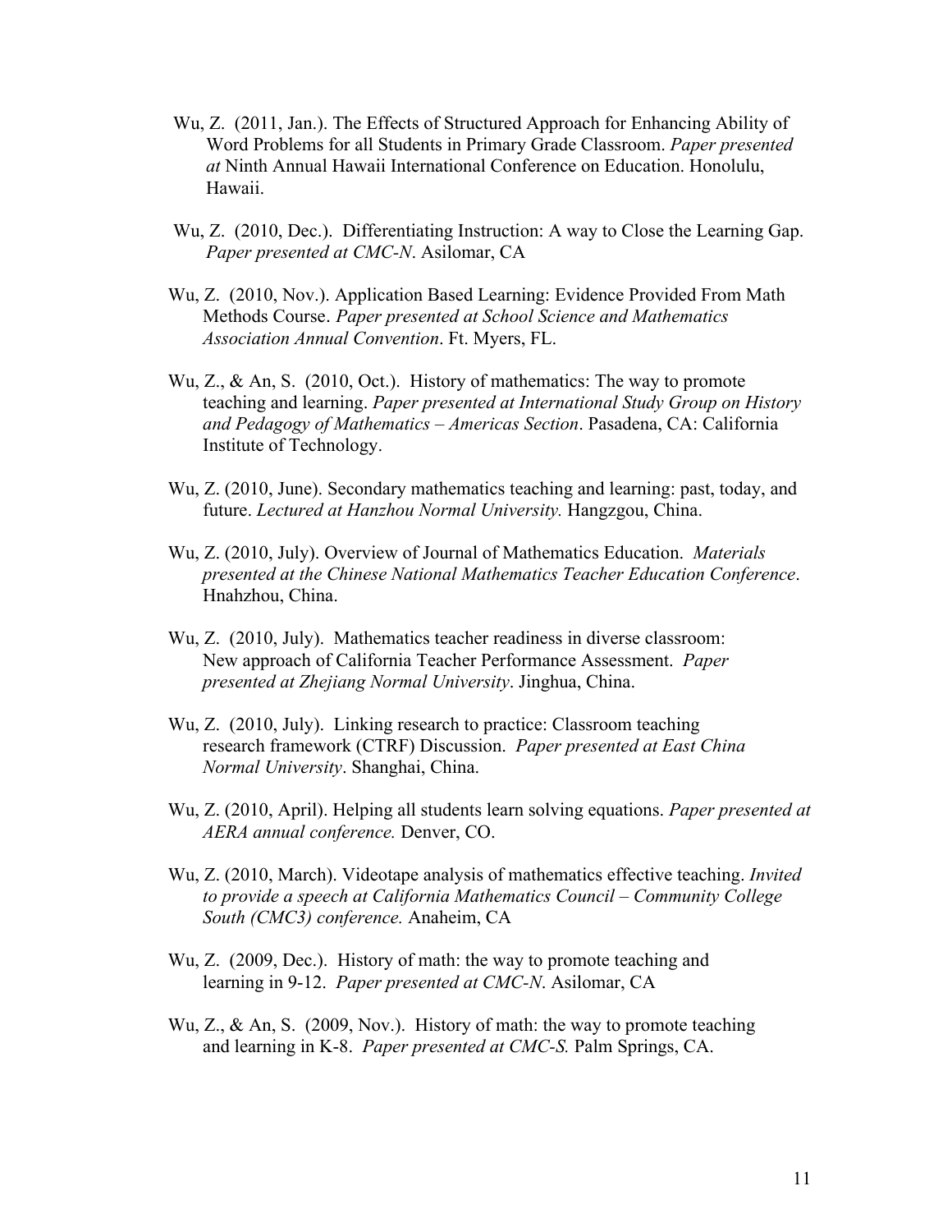Wu, Z. (2011, Jan.). The Effects of Structured Approach for Enhancing Ability of Word Problems for all Students in Primary Grade Classroom. *Paper presented at* Ninth Annual Hawaii International Conference on Education. Honolulu, Hawaii.

Wu, Z. (2010, Dec.). Differentiating Instruction: A way to Close the Learning Gap. *Paper presented at CMC-N*. Asilomar, CA

Wu, Z. (2010, Nov.). Application Based Learning: Evidence Provided From Math Methods Course. *Paper presented at School Science and Mathematics Association Annual Convention*. Ft. Myers, FL.

Wu, Z., & An, S. (2010, Oct.). History of mathematics: The way to promote teaching and learning. *Paper presented at International Study Group on History and Pedagogy of Mathematics – Americas Section*. Pasadena, CA: California Institute of Technology.

Wu, Z. (2010, June). Secondary mathematics teaching and learning: past, today, and future. *Lectured at Hanzhou Normal University.* Hangzgou, China.

Wu, Z. (2010, July). Overview of Journal of Mathematics Education. *Materials presented at the Chinese National Mathematics Teacher Education Conference*. Hnahzhou, China.

Wu, Z. (2010, July). Mathematics teacher readiness in diverse classroom: New approach of California Teacher Performance Assessment. *Paper presented at Zhejiang Normal University*. Jinghua, China.

Wu, Z. (2010, July). Linking research to practice: Classroom teaching research framework (CTRF) Discussion. *Paper presented at East China Normal University*. Shanghai, China.

Wu, Z. (2010, April). Helping all students learn solving equations. *Paper presented at AERA annual conference.* Denver, CO.

Wu, Z. (2010, March). Videotape analysis of mathematics effective teaching. *Invited to provide a speech at California Mathematics Council – Community College South (CMC3) conference.* Anaheim, CA

Wu, Z. (2009, Dec.). History of math: the way to promote teaching and learning in 9-12. *Paper presented at CMC-N*. Asilomar, CA

Wu, Z., & An, S. (2009, Nov.). History of math: the way to promote teaching and learning in K-8. *Paper presented at CMC-S.* Palm Springs, CA.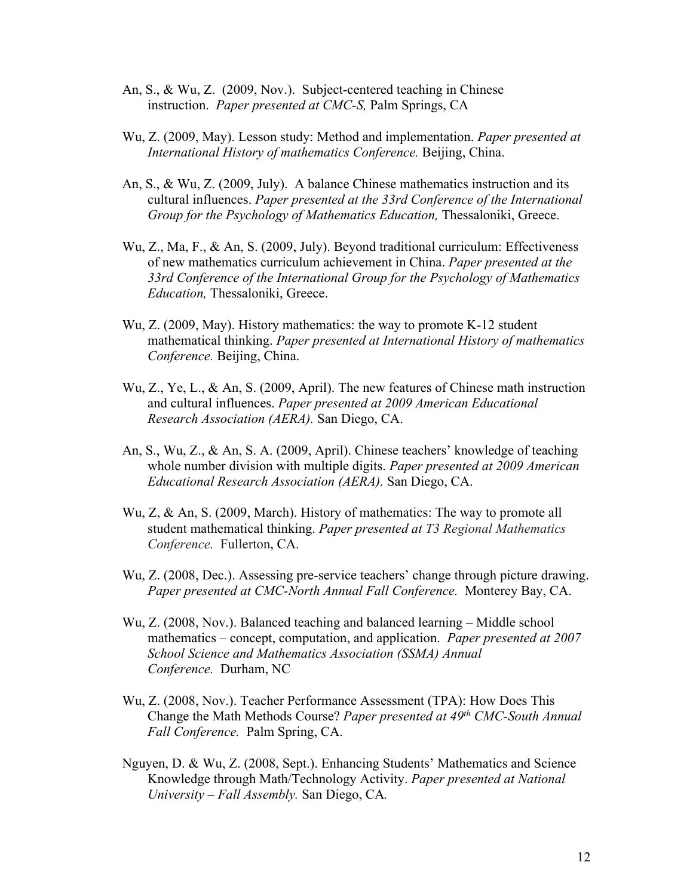An, S., & Wu, Z. (2009, Nov.). Subject-centered teaching in Chinese instruction. *Paper presented at CMC-S,* Palm Springs, CA

Wu, Z. (2009, May). Lesson study: Method and implementation. *Paper presented at International History of mathematics Conference.* Beijing, China.

An, S., & Wu, Z. (2009, July). A balance Chinese mathematics instruction and its cultural influences. *Paper presented at the 33rd Conference of the International Group for the Psychology of Mathematics Education,* Thessaloniki, Greece.

Wu, Z., Ma, F., & An, S. (2009, July). Beyond traditional curriculum: Effectiveness of new mathematics curriculum achievement in China. *Paper presented at the 33rd Conference of the International Group for the Psychology of Mathematics Education,* Thessaloniki, Greece.

Wu, Z. (2009, May). History mathematics: the way to promote K-12 student mathematical thinking. *Paper presented at International History of mathematics Conference.* Beijing, China.

Wu, Z., Ye, L., & An, S. (2009, April). The new features of Chinese math instruction and cultural influences. *Paper presented at 2009 American Educational Research Association (AERA).* San Diego, CA.

An, S., Wu, Z., & An, S. A. (2009, April). Chinese teachers' knowledge of teaching whole number division with multiple digits. *Paper presented at 2009 American Educational Research Association (AERA).* San Diego, CA.

Wu, Z, & An, S. (2009, March). History of mathematics: The way to promote all student mathematical thinking. *Paper presented at T3 Regional Mathematics Conference.* Fullerton, CA.

Wu, Z. (2008, Dec.). Assessing pre-service teachers' change through picture drawing. *Paper presented at CMC-North Annual Fall Conference.* Monterey Bay, CA.

Wu, Z. (2008, Nov.). Balanced teaching and balanced learning – Middle school mathematics – concept, computation, and application. *Paper presented at 2007 School Science and Mathematics Association (SSMA) Annual Conference.* Durham, NC

Wu, Z. (2008, Nov.). Teacher Performance Assessment (TPA): How Does This Change the Math Methods Course? *Paper presented at 49th CMC-South Annual Fall Conference.* Palm Spring, CA.

Nguyen, D. & Wu, Z. (2008, Sept.). Enhancing Students' Mathematics and Science Knowledge through Math/Technology Activity. *Paper presented at National University – Fall Assembly.* San Diego, CA.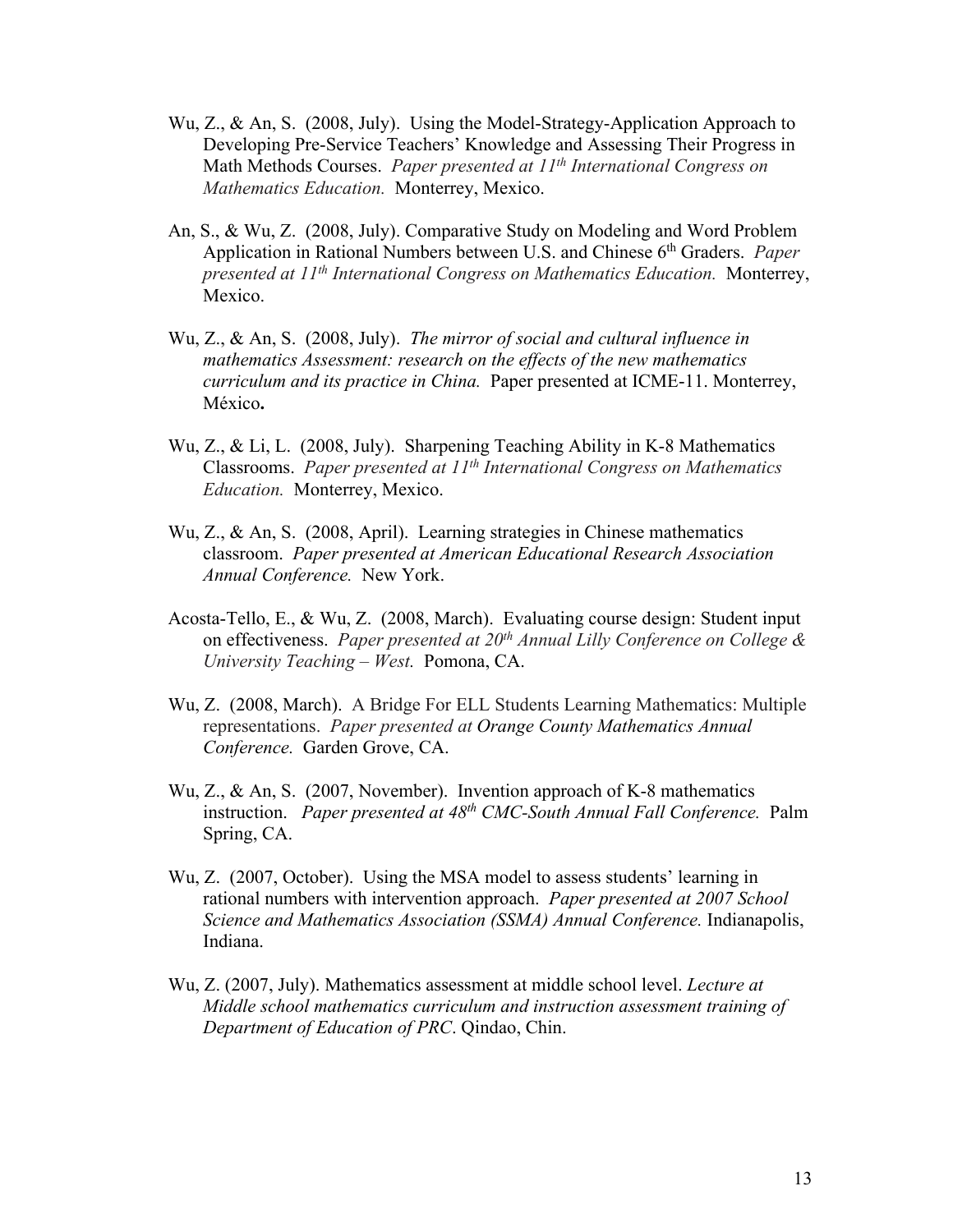Wu, Z., & An, S. (2008, July). Using the Model-Strategy-Application Approach to Developing Pre-Service Teachers' Knowledge and Assessing Their Progress in Math Methods Courses. *Paper presented at 11th International Congress on Mathematics Education.* Monterrey, Mexico.

An, S., & Wu, Z. (2008, July). Comparative Study on Modeling and Word Problem Application in Rational Numbers between U.S. and Chinese 6th Graders. *Paper presented at 11th International Congress on Mathematics Education.* Monterrey, Mexico.

Wu, Z., & An, S. (2008, July). *The mirror of social and cultural influence in mathematics Assessment: research on the effects of the new mathematics curriculum and its practice in China.* Paper presented at ICME-11. Monterrey, México**.**

Wu, Z., & Li, L. (2008, July). Sharpening Teaching Ability in K-8 Mathematics Classrooms. *Paper presented at 11th International Congress on Mathematics Education.* Monterrey, Mexico.

Wu, Z., & An, S. (2008, April). Learning strategies in Chinese mathematics classroom. *Paper presented at American Educational Research Association Annual Conference.* New York.

Acosta-Tello, E., & Wu, Z. (2008, March). Evaluating course design: Student input on effectiveness. *Paper presented at 20th Annual Lilly Conference on College & University Teaching – West.* Pomona, CA.

Wu, Z. (2008, March). A Bridge For ELL Students Learning Mathematics: Multiple representations. *Paper presented at Orange County Mathematics Annual Conference.* Garden Grove, CA.

Wu, Z., & An, S. (2007, November). Invention approach of K-8 mathematics instruction. *Paper presented at 48th CMC-South Annual Fall Conference.* Palm Spring, CA.

Wu, Z. (2007, October). Using the MSA model to assess students' learning in rational numbers with intervention approach. *Paper presented at 2007 School Science and Mathematics Association (SSMA) Annual Conference.* Indianapolis, Indiana.

Wu, Z. (2007, July). Mathematics assessment at middle school level. *Lecture at Middle school mathematics curriculum and instruction assessment training of Department of Education of PRC*. Qindao, Chin.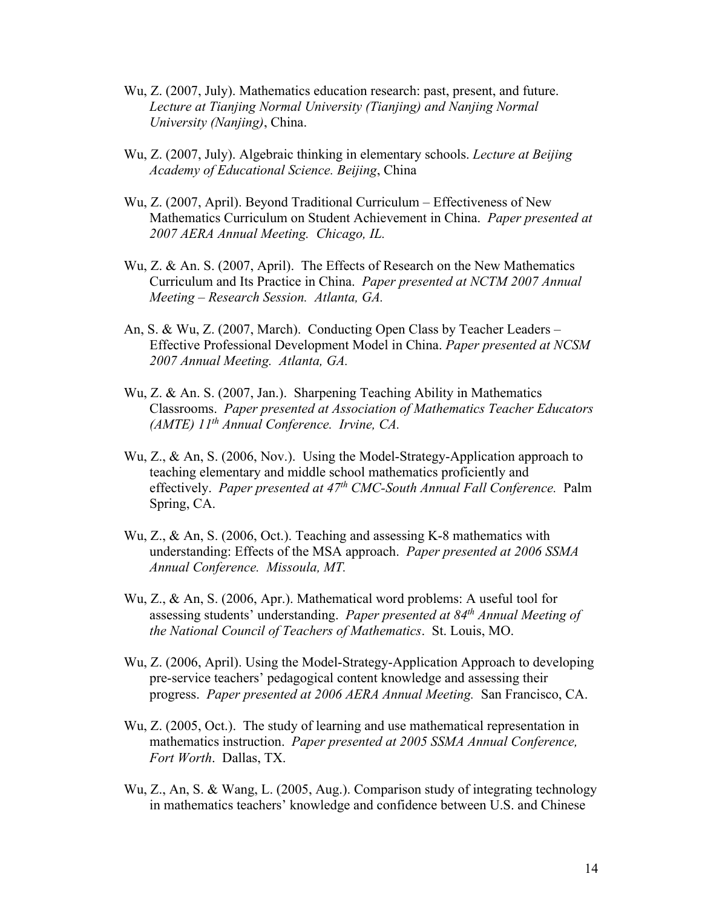Wu, Z. (2007, July). Mathematics education research: past, present, and future. *Lecture at Tianjing Normal University (Tianjing) and Nanjing Normal University (Nanjing)*, China.

Wu, Z. (2007, July). Algebraic thinking in elementary schools. *Lecture at Beijing Academy of Educational Science. Beijing*, China

Wu, Z. (2007, April). Beyond Traditional Curriculum – Effectiveness of New Mathematics Curriculum on Student Achievement in China. *Paper presented at 2007 AERA Annual Meeting. Chicago, IL.*

Wu, Z. & An. S. (2007, April). The Effects of Research on the New Mathematics Curriculum and Its Practice in China. *Paper presented at NCTM 2007 Annual Meeting – Research Session. Atlanta, GA.*

An, S. & Wu, Z. (2007, March). Conducting Open Class by Teacher Leaders – Effective Professional Development Model in China. *Paper presented at NCSM 2007 Annual Meeting. Atlanta, GA.*

Wu, Z. & An. S. (2007, Jan.). Sharpening Teaching Ability in Mathematics Classrooms. *Paper presented at Association of Mathematics Teacher Educators (AMTE) 11th Annual Conference. Irvine, CA.*

Wu, Z., & An, S. (2006, Nov.). Using the Model-Strategy-Application approach to teaching elementary and middle school mathematics proficiently and effectively. *Paper presented at 47th CMC-South Annual Fall Conference.* Palm Spring, CA.

Wu, Z., & An, S. (2006, Oct.). Teaching and assessing K-8 mathematics with understanding: Effects of the MSA approach. *Paper presented at 2006 SSMA Annual Conference. Missoula, MT.*

Wu, Z., & An, S. (2006, Apr.). Mathematical word problems: A useful tool for assessing students' understanding. *Paper presented at 84th Annual Meeting of the National Council of Teachers of Mathematics*. St. Louis, MO.

Wu, Z. (2006, April). Using the Model-Strategy-Application Approach to developing pre-service teachers' pedagogical content knowledge and assessing their progress. *Paper presented at 2006 AERA Annual Meeting.* San Francisco, CA.

Wu, Z. (2005, Oct.). The study of learning and use mathematical representation in mathematics instruction. *Paper presented at 2005 SSMA Annual Conference, Fort Worth*. Dallas, TX.

Wu, Z., An, S. & Wang, L. (2005, Aug.). Comparison study of integrating technology in mathematics teachers' knowledge and confidence between U.S. and Chinese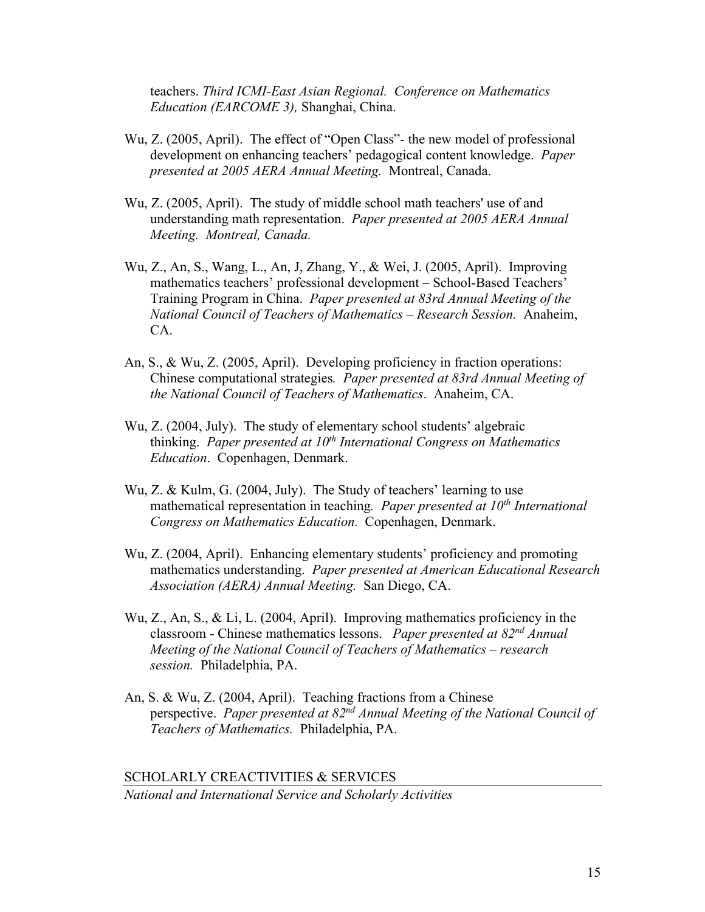teachers. *Third ICMI-East Asian Regional. Conference on Mathematics Education (EARCOME 3),* Shanghai, China.

Wu, Z. (2005, April). The effect of "Open Class"- the new model of professional development on enhancing teachers' pedagogical content knowledge. *Paper presented at 2005 AERA Annual Meeting.* Montreal, Canada.

Wu, Z. (2005, April). The study of middle school math teachers' use of and understanding math representation. *Paper presented at 2005 AERA Annual Meeting. Montreal, Canada.*

Wu, Z., An, S., Wang, L., An, J, Zhang, Y., & Wei, J. (2005, April). Improving mathematics teachers' professional development – School-Based Teachers' Training Program in China. *Paper presented at 83rd Annual Meeting of the National Council of Teachers of Mathematics – Research Session.* Anaheim, CA.

An, S., & Wu, Z. (2005, April). Developing proficiency in fraction operations: Chinese computational strategies*. Paper presented at 83rd Annual Meeting of the National Council of Teachers of Mathematics*. Anaheim, CA.

Wu, Z. (2004, July). The study of elementary school students' algebraic thinking. *Paper presented at 10th International Congress on Mathematics Education*. Copenhagen, Denmark.

Wu, Z. & Kulm, G. (2004, July). The Study of teachers' learning to use mathematical representation in teaching*. Paper presented at 10th International Congress on Mathematics Education.* Copenhagen, Denmark.

Wu, Z. (2004, April). Enhancing elementary students' proficiency and promoting mathematics understanding. *Paper presented at American Educational Research Association (AERA) Annual Meeting.* San Diego, CA.

Wu, Z., An, S., & Li, L. (2004, April). Improving mathematics proficiency in the classroom - Chinese mathematics lessons. *Paper presented at 82nd Annual Meeting of the National Council of Teachers of Mathematics – research session.* Philadelphia, PA.

An, S. & Wu, Z. (2004, April). Teaching fractions from a Chinese perspective. *Paper presented at 82nd Annual Meeting of the National Council of Teachers of Mathematics.* Philadelphia, PA.

## SCHOLARLY CREACTIVITIES & SERVICES

*National and International Service and Scholarly Activities*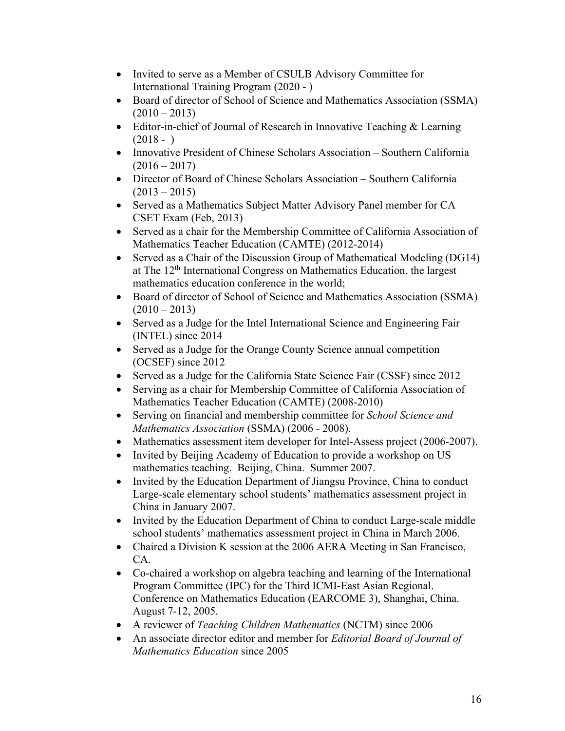- Invited to serve as a Member of CSULB Advisory Committee for International Training Program (2020 - )
- Board of director of School of Science and Mathematics Association (SSMA) (2010 – 2013)
- Editor-in-chief of Journal of Research in Innovative Teaching & Learning (2018 - )
- Innovative President of Chinese Scholars Association – Southern California (2016 – 2017)
- Director of Board of Chinese Scholars Association – Southern California (2013 – 2015)
- Served as a Mathematics Subject Matter Advisory Panel member for CA CSET Exam (Feb, 2013)
- Served as a chair for the Membership Committee of California Association of Mathematics Teacher Education (CAMTE) (2012-2014)
- Served as a Chair of the Discussion Group of Mathematical Modeling (DG14) at The 12th International Congress on Mathematics Education, the largest mathematics education conference in the world;
- Board of director of School of Science and Mathematics Association (SSMA) (2010 – 2013)
- Served as a Judge for the Intel International Science and Engineering Fair (INTEL) since 2014
- Served as a Judge for the Orange County Science annual competition (OCSEF) since 2012
- Served as a Judge for the California State Science Fair (CSSF) since 2012
- Serving as a chair for Membership Committee of California Association of Mathematics Teacher Education (CAMTE) (2008-2010)
- Serving on financial and membership committee for *School Science and Mathematics Association* (SSMA) (2006 - 2008).
- Mathematics assessment item developer for Intel-Assess project (2006-2007).
- Invited by Beijing Academy of Education to provide a workshop on US mathematics teaching. Beijing, China. Summer 2007.
- Invited by the Education Department of Jiangsu Province, China to conduct Large-scale elementary school students' mathematics assessment project in China in January 2007.
- Invited by the Education Department of China to conduct Large-scale middle school students' mathematics assessment project in China in March 2006.
- Chaired a Division K session at the 2006 AERA Meeting in San Francisco, CA.
- Co-chaired a workshop on algebra teaching and learning of the International Program Committee (IPC) for the Third ICMI-East Asian Regional. Conference on Mathematics Education (EARCOME 3), Shanghai, China. August 7-12, 2005.
- A reviewer of *Teaching Children Mathematics* (NCTM) since 2006
- An associate director editor and member for *Editorial Board of Journal of Mathematics Education* since 2005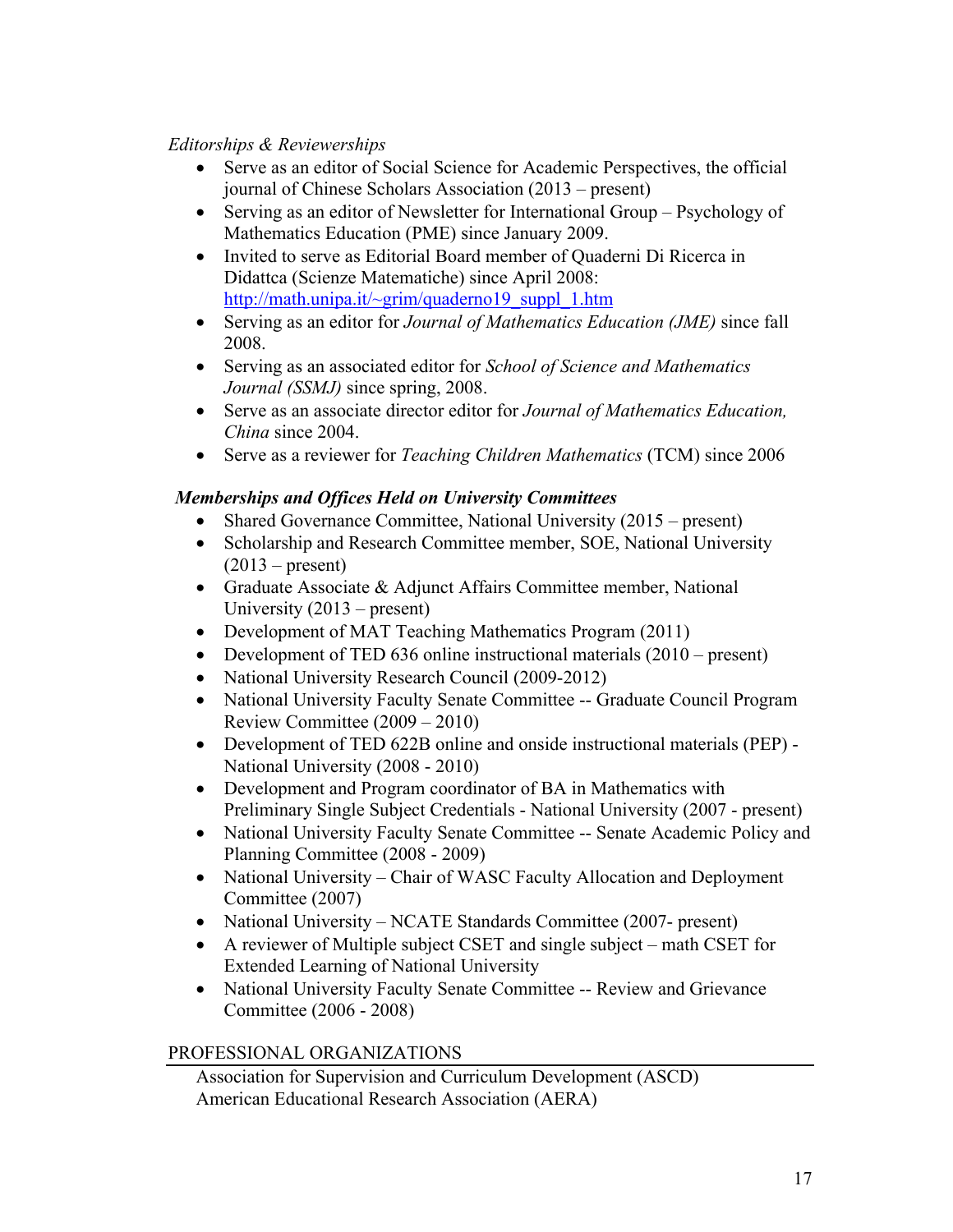*Editorships & Reviewerships*

- Serve as an editor of Social Science for Academic Perspectives, the official journal of Chinese Scholars Association (2013 – present)
- Serving as an editor of Newsletter for International Group – Psychology of Mathematics Education (PME) since January 2009.
- Invited to serve as Editorial Board member of Quaderni Di Ricerca in Didattca (Scienze Matematiche) since April 2008: [http://math.unipa.it/~grim/quaderno19_suppl_1.htm](http://math.unipa.it/~grim/quaderno19_suppl_1.htm)
- Serving as an editor for *Journal of Mathematics Education (JME)* since fall 2008.
- Serving as an associated editor for *School of Science and Mathematics Journal (SSMJ)* since spring, 2008.
- Serve as an associate director editor for *Journal of Mathematics Education, China* since 2004.
- Serve as a reviewer for *Teaching Children Mathematics* (TCM) since 2006

***Memberships and Offices Held on University Committees***

- Shared Governance Committee, National University (2015 – present)
- Scholarship and Research Committee member, SOE, National University (2013 – present)
- Graduate Associate & Adjunct Affairs Committee member, National University (2013 – present)
- Development of MAT Teaching Mathematics Program (2011)
- Development of TED 636 online instructional materials (2010 – present)
- National University Research Council (2009-2012)
- National University Faculty Senate Committee -- Graduate Council Program Review Committee (2009 – 2010)
- Development of TED 622B online and onside instructional materials (PEP) - National University (2008 - 2010)
- Development and Program coordinator of BA in Mathematics with Preliminary Single Subject Credentials - National University (2007 - present)
- National University Faculty Senate Committee -- Senate Academic Policy and Planning Committee (2008 - 2009)
- National University – Chair of WASC Faculty Allocation and Deployment Committee (2007)
- National University – NCATE Standards Committee (2007- present)
- A reviewer of Multiple subject CSET and single subject – math CSET for Extended Learning of National University
- National University Faculty Senate Committee -- Review and Grievance Committee (2006 - 2008)

## PROFESSIONAL ORGANIZATIONS

Association for Supervision and Curriculum Development (ASCD)
American Educational Research Association (AERA)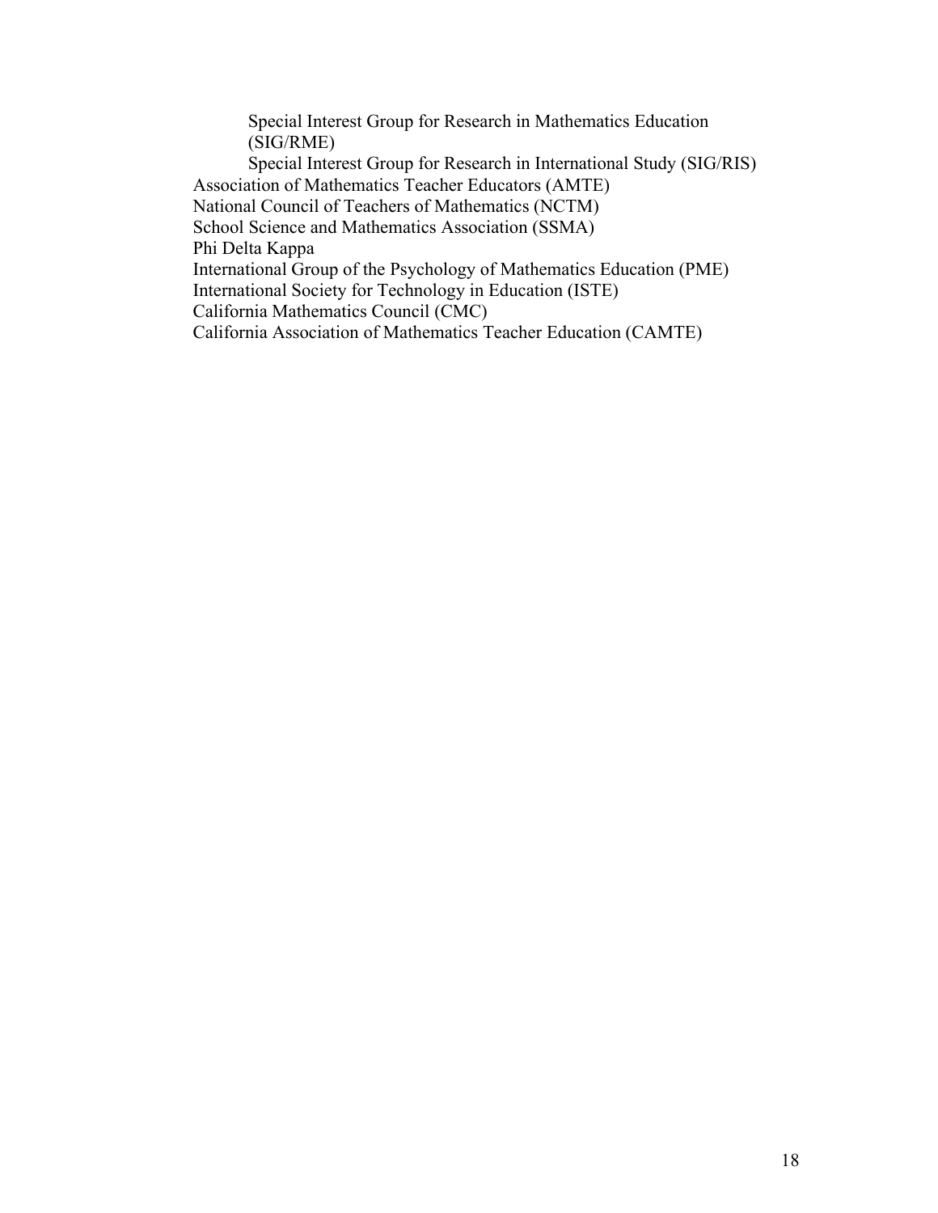- Special Interest Group for Research in Mathematics Education (SIG/RME)
- Special Interest Group for Research in International Study (SIG/RIS)

Association of Mathematics Teacher Educators (AMTE)
National Council of Teachers of Mathematics (NCTM)
School Science and Mathematics Association (SSMA)
Phi Delta Kappa
International Group of the Psychology of Mathematics Education (PME)
International Society for Technology in Education (ISTE)
California Mathematics Council (CMC)
California Association of Mathematics Teacher Education (CAMTE)